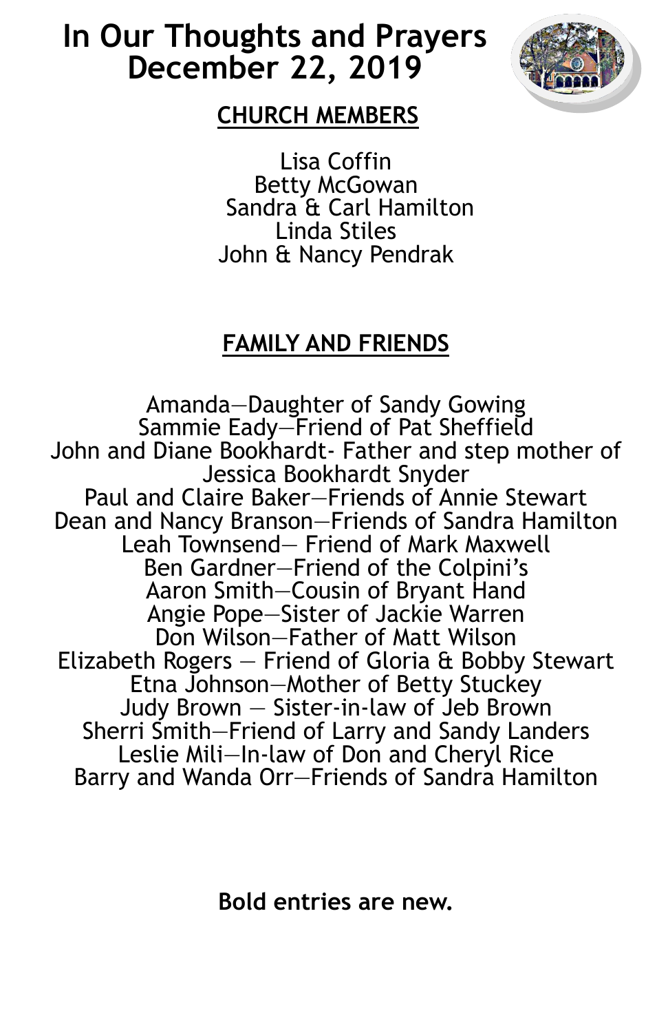# In Our Thoughts and Prayers
# December 22, 2019

## CHURCH MEMBERS

Lisa Coffin
Betty McGowan
Sandra & Carl Hamilton
Linda Stiles
John & Nancy Pendrak

## FAMILY AND FRIENDS

Amanda—Daughter of Sandy Gowing
Sammie Eady—Friend of Pat Sheffield
John and Diane Bookhardt- Father and step mother of Jessica Bookhardt Snyder
Paul and Claire Baker—Friends of Annie Stewart
Dean and Nancy Branson—Friends of Sandra Hamilton
Leah Townsend— Friend of Mark Maxwell
Ben Gardner—Friend of the Colpini's
Aaron Smith—Cousin of Bryant Hand
Angie Pope—Sister of Jackie Warren
Don Wilson—Father of Matt Wilson
Elizabeth Rogers — Friend of Gloria & Bobby Stewart
Etna Johnson—Mother of Betty Stuckey
Judy Brown — Sister-in-law of Jeb Brown
Sherri Smith—Friend of Larry and Sandy Landers
Leslie Mili—In-law of Don and Cheryl Rice
Barry and Wanda Orr—Friends of Sandra Hamilton

**Bold entries are new.**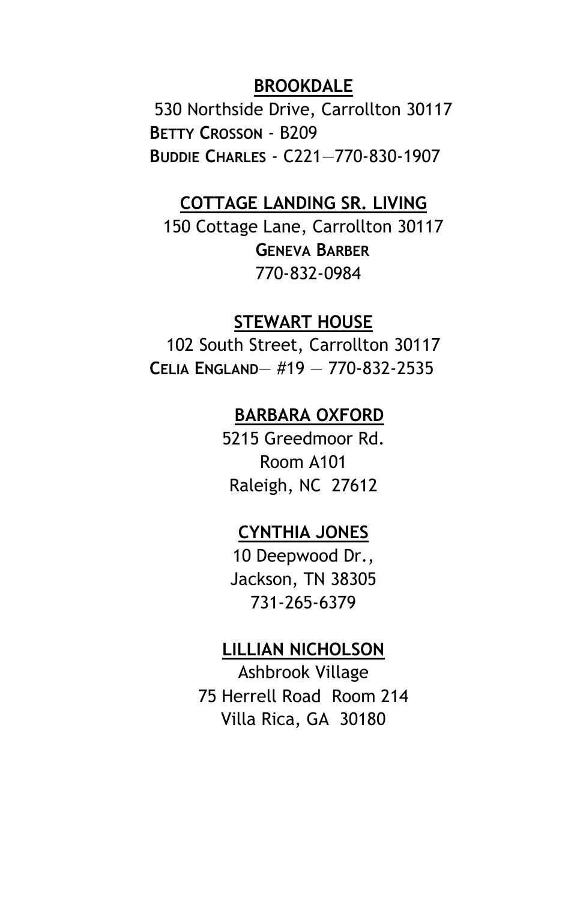**BROOKDALE**

530 Northside Drive, Carrollton 30117

**Betty Crosson** - B209

**Buddie Charles** - C221—770-830-1907

**COTTAGE LANDING SR. LIVING**

150 Cottage Lane, Carrollton 30117

**Geneva Barber**

770-832-0984

**STEWART HOUSE**

102 South Street, Carrollton 30117

**Celia England**— #19 — 770-832-2535

**BARBARA OXFORD**

5215 Greedmoor Rd.

Room A101

Raleigh, NC 27612

**CYNTHIA JONES**

10 Deepwood Dr.,

Jackson, TN 38305

731-265-6379

**LILLIAN NICHOLSON**

Ashbrook Village

75 Herrell Road Room 214

Villa Rica, GA 30180